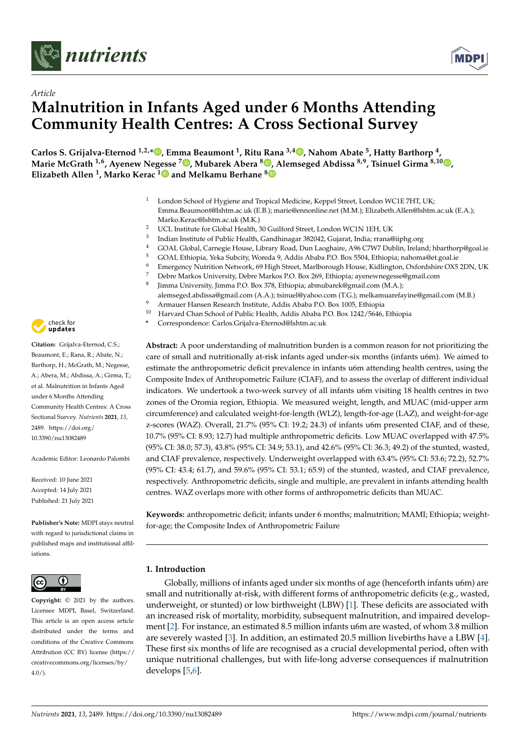*Article*

# Malnutrition in Infants Aged under 6 Months Attending Community Health Centres: A Cross Sectional Survey

**Carlos S. Grijalva-Eternod [1,2,*], Emma Beaumont [1], Ritu Rana [3,4], Nahom Abate [5], Hatty Barthorp [4], Marie McGrath [1,6], Ayenew Negesse [7], Mubarek Abera [8], Alemseged Abdissa [8,9], Tsinuel Girma [8,10], Elizabeth Allen [1], Marko Kerac [1] and Melkamu Berhane [8]**

[1] London School of Hygiene and Tropical Medicine, Keppel Street, London WC1E 7HT, UK; Emma.Beaumont@lshtm.ac.uk (E.B.); marie@ennonline.net (M.M.); Elizabeth.Allen@lshtm.ac.uk (E.A.); Marko.Kerac@lshtm.ac.uk (M.K.)
[2] UCL Institute for Global Health, 30 Guilford Street, London WC1N 1EH, UK
[3] Indian Institute of Public Health, Gandhinagar 382042, Gujarat, India; rrana@iiphg.org
[4] GOAL Global, Carnegie House, Library Road, Dun Laoghaire, A96 C7W7 Dublin, Ireland; hbarthorp@goal.ie
[5] GOAL Ethiopia, Yeka Subcity, Woreda 9, Addis Ababa P.O. Box 5504, Ethiopia; nahoma@et.goal.ie
[6] Emergency Nutrition Network, 69 High Street, Marlborough House, Kidlington, Oxfordshire OX5 2DN, UK
[7] Debre Markos University, Debre Markos P.O. Box 269, Ethiopia; ayenewnegesse@gmail.com
[8] Jimma University, Jimma P.O. Box 378, Ethiopia; abmubarek@gmail.com (M.A.); alemseged.abdissa@gmail.com (A.A.); tsinuel@yahoo.com (T.G.); melkamuarefayine@gmail.com (M.B.)
[9] Armauer Hansen Research Institute, Addis Ababa P.O. Box 1005, Ethiopia
[10] Harvard Chan School of Public Health, Addis Ababa P.O. Box 1242/5646, Ethiopia
[*] Correspondence: Carlos.Grijalva-Eternod@lshtm.ac.uk

**Citation:** Grijalva-Eternod, C.S.; Beaumont, E.; Rana, R.; Abate, N.; Barthorp, H.; McGrath, M.; Negesse, A.; Abera, M.; Abdissa, A.; Girma, T.; et al. Malnutrition in Infants Aged under 6 Months Attending Community Health Centres: A Cross Sectional Survey. *Nutrients* **2021**, *13*, 2489. https://doi.org/10.3390/nu13082489

Academic Editor: Leonardo Palombi

Received: 10 June 2021
Accepted: 14 July 2021
Published: 21 July 2021

**Publisher's Note:** MDPI stays neutral with regard to jurisdictional claims in published maps and institutional affiliations.

**Copyright:** © 2021 by the authors. Licensee MDPI, Basel, Switzerland. This article is an open access article distributed under the terms and conditions of the Creative Commons Attribution (CC BY) license (https://creativecommons.org/licenses/by/4.0/).

**Abstract:** A poor understanding of malnutrition burden is a common reason for not prioritizing the care of small and nutritionally at-risk infants aged under-six months (infants u6m). We aimed to estimate the anthropometric deficit prevalence in infants u6m attending health centres, using the Composite Index of Anthropometric Failure (CIAF), and to assess the overlap of different individual indicators. We undertook a two-week survey of all infants u6m visiting 18 health centres in two zones of the Oromia region, Ethiopia. We measured weight, length, and MUAC (mid-upper arm circumference) and calculated weight-for-length (WLZ), length-for-age (LAZ), and weight-for-age z-scores (WAZ). Overall, 21.7% (95% CI: 19.2; 24.3) of infants u6m presented CIAF, and of these, 10.7% (95% CI: 8.93; 12.7) had multiple anthropometric deficits. Low MUAC overlapped with 47.5% (95% CI: 38.0; 57.3), 43.8% (95% CI: 34.9; 53.1), and 42.6% (95% CI: 36.3; 49.2) of the stunted, wasted, and CIAF prevalence, respectively. Underweight overlapped with 63.4% (95% CI: 53.6; 72.2), 52.7% (95% CI: 43.4; 61.7), and 59.6% (95% CI: 53.1; 65.9) of the stunted, wasted, and CIAF prevalence, respectively. Anthropometric deficits, single and multiple, are prevalent in infants attending health centres. WAZ overlaps more with other forms of anthropometric deficits than MUAC.

**Keywords:** anthropometric deficit; infants under 6 months; malnutrition; MAMI; Ethiopia; weight-for-age; the Composite Index of Anthropometric Failure

## 1. Introduction

Globally, millions of infants aged under six months of age (henceforth infants u6m) are small and nutritionally at-risk, with different forms of anthropometric deficits (e.g., wasted, underweight, or stunted) or low birthweight (LBW) [1]. These deficits are associated with an increased risk of mortality, morbidity, subsequent malnutrition, and impaired development [2]. For instance, an estimated 8.5 million infants u6m are wasted, of whom 3.8 million are severely wasted [3]. In addition, an estimated 20.5 million livebirths have a LBW [4]. These first six months of life are recognised as a crucial developmental period, often with unique nutritional challenges, but with life-long adverse consequences if malnutrition develops [5,6].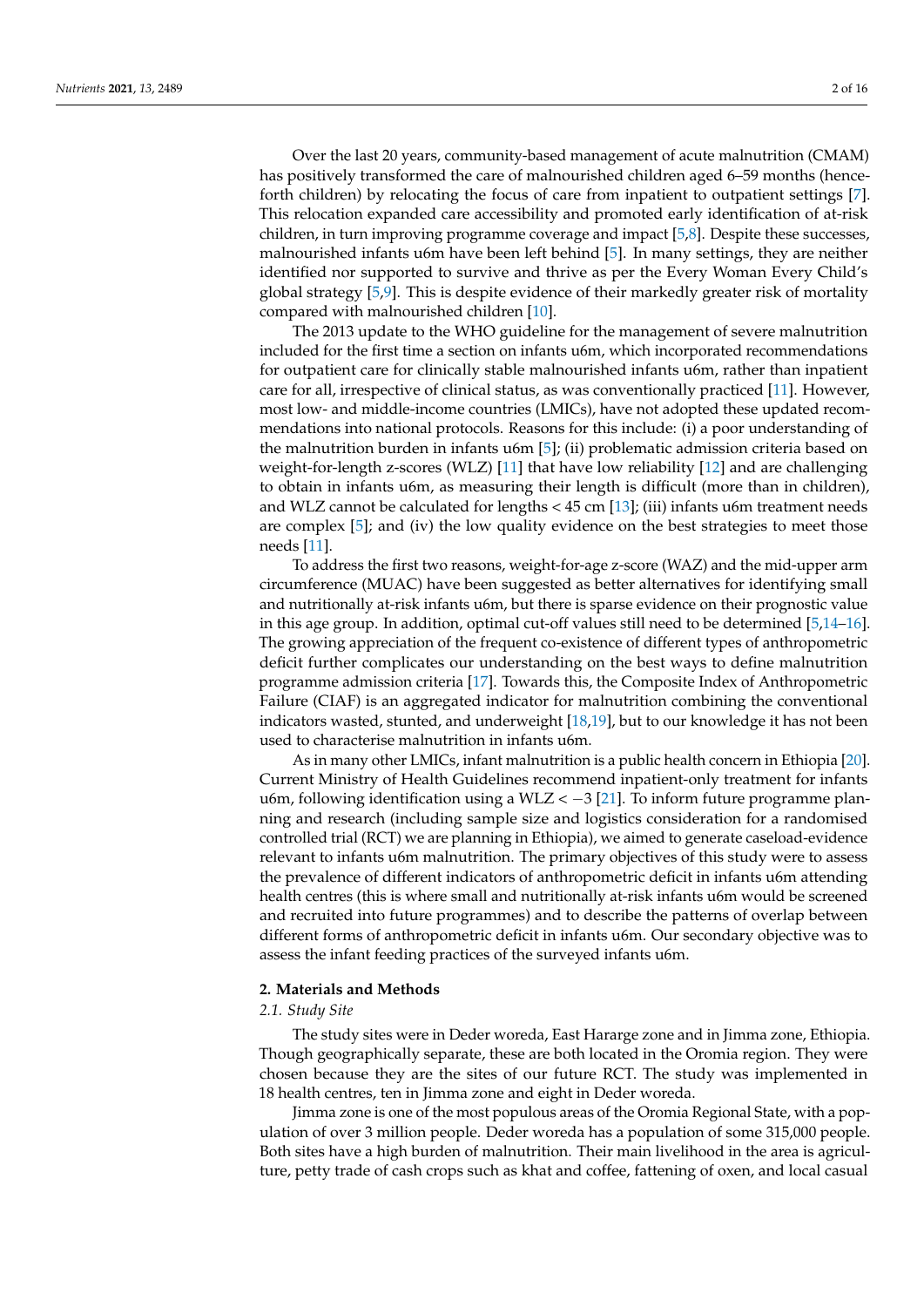Over the last 20 years, community-based management of acute malnutrition (CMAM) has positively transformed the care of malnourished children aged 6–59 months (henceforth children) by relocating the focus of care from inpatient to outpatient settings [7]. This relocation expanded care accessibility and promoted early identification of at-risk children, in turn improving programme coverage and impact [5,8]. Despite these successes, malnourished infants u6m have been left behind [5]. In many settings, they are neither identified nor supported to survive and thrive as per the Every Woman Every Child's global strategy [5,9]. This is despite evidence of their markedly greater risk of mortality compared with malnourished children [10].

The 2013 update to the WHO guideline for the management of severe malnutrition included for the first time a section on infants u6m, which incorporated recommendations for outpatient care for clinically stable malnourished infants u6m, rather than inpatient care for all, irrespective of clinical status, as was conventionally practiced [11]. However, most low- and middle-income countries (LMICs), have not adopted these updated recommendations into national protocols. Reasons for this include: (i) a poor understanding of the malnutrition burden in infants u6m [5]; (ii) problematic admission criteria based on weight-for-length z-scores (WLZ) [11] that have low reliability [12] and are challenging to obtain in infants u6m, as measuring their length is difficult (more than in children), and WLZ cannot be calculated for lengths < 45 cm [13]; (iii) infants u6m treatment needs are complex [5]; and (iv) the low quality evidence on the best strategies to meet those needs [11].

To address the first two reasons, weight-for-age z-score (WAZ) and the mid-upper arm circumference (MUAC) have been suggested as better alternatives for identifying small and nutritionally at-risk infants u6m, but there is sparse evidence on their prognostic value in this age group. In addition, optimal cut-off values still need to be determined [5,14–16]. The growing appreciation of the frequent co-existence of different types of anthropometric deficit further complicates our understanding on the best ways to define malnutrition programme admission criteria [17]. Towards this, the Composite Index of Anthropometric Failure (CIAF) is an aggregated indicator for malnutrition combining the conventional indicators wasted, stunted, and underweight [18,19], but to our knowledge it has not been used to characterise malnutrition in infants u6m.

As in many other LMICs, infant malnutrition is a public health concern in Ethiopia [20]. Current Ministry of Health Guidelines recommend inpatient-only treatment for infants u6m, following identification using a WLZ < −3 [21]. To inform future programme planning and research (including sample size and logistics consideration for a randomised controlled trial (RCT) we are planning in Ethiopia), we aimed to generate caseload-evidence relevant to infants u6m malnutrition. The primary objectives of this study were to assess the prevalence of different indicators of anthropometric deficit in infants u6m attending health centres (this is where small and nutritionally at-risk infants u6m would be screened and recruited into future programmes) and to describe the patterns of overlap between different forms of anthropometric deficit in infants u6m. Our secondary objective was to assess the infant feeding practices of the surveyed infants u6m.

## 2. Materials and Methods

### 2.1. Study Site

The study sites were in Deder woreda, East Hararge zone and in Jimma zone, Ethiopia. Though geographically separate, these are both located in the Oromia region. They were chosen because they are the sites of our future RCT. The study was implemented in 18 health centres, ten in Jimma zone and eight in Deder woreda.

Jimma zone is one of the most populous areas of the Oromia Regional State, with a population of over 3 million people. Deder woreda has a population of some 315,000 people. Both sites have a high burden of malnutrition. Their main livelihood in the area is agriculture, petty trade of cash crops such as khat and coffee, fattening of oxen, and local casual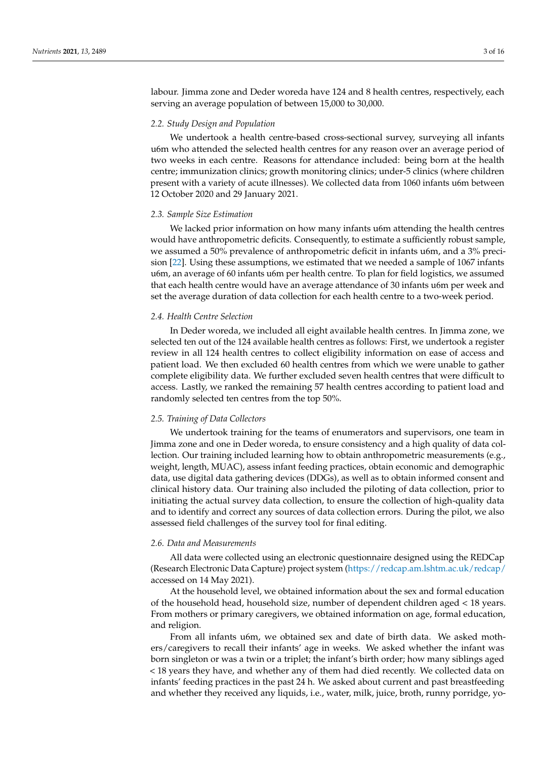labour. Jimma zone and Deder woreda have 124 and 8 health centres, respectively, each serving an average population of between 15,000 to 30,000.

### 2.2. Study Design and Population

We undertook a health centre-based cross-sectional survey, surveying all infants u6m who attended the selected health centres for any reason over an average period of two weeks in each centre. Reasons for attendance included: being born at the health centre; immunization clinics; growth monitoring clinics; under-5 clinics (where children present with a variety of acute illnesses). We collected data from 1060 infants u6m between 12 October 2020 and 29 January 2021.

### 2.3. Sample Size Estimation

We lacked prior information on how many infants u6m attending the health centres would have anthropometric deficits. Consequently, to estimate a sufficiently robust sample, we assumed a 50% prevalence of anthropometric deficit in infants u6m, and a 3% precision [22]. Using these assumptions, we estimated that we needed a sample of 1067 infants u6m, an average of 60 infants u6m per health centre. To plan for field logistics, we assumed that each health centre would have an average attendance of 30 infants u6m per week and set the average duration of data collection for each health centre to a two-week period.

### 2.4. Health Centre Selection

In Deder woreda, we included all eight available health centres. In Jimma zone, we selected ten out of the 124 available health centres as follows: First, we undertook a register review in all 124 health centres to collect eligibility information on ease of access and patient load. We then excluded 60 health centres from which we were unable to gather complete eligibility data. We further excluded seven health centres that were difficult to access. Lastly, we ranked the remaining 57 health centres according to patient load and randomly selected ten centres from the top 50%.

### 2.5. Training of Data Collectors

We undertook training for the teams of enumerators and supervisors, one team in Jimma zone and one in Deder woreda, to ensure consistency and a high quality of data collection. Our training included learning how to obtain anthropometric measurements (e.g., weight, length, MUAC), assess infant feeding practices, obtain economic and demographic data, use digital data gathering devices (DDGs), as well as to obtain informed consent and clinical history data. Our training also included the piloting of data collection, prior to initiating the actual survey data collection, to ensure the collection of high-quality data and to identify and correct any sources of data collection errors. During the pilot, we also assessed field challenges of the survey tool for final editing.

### 2.6. Data and Measurements

All data were collected using an electronic questionnaire designed using the REDCap (Research Electronic Data Capture) project system (https://redcap.am.lshtm.ac.uk/redcap/ accessed on 14 May 2021).

At the household level, we obtained information about the sex and formal education of the household head, household size, number of dependent children aged < 18 years. From mothers or primary caregivers, we obtained information on age, formal education, and religion.

From all infants u6m, we obtained sex and date of birth data. We asked mothers/caregivers to recall their infants' age in weeks. We asked whether the infant was born singleton or was a twin or a triplet; the infant's birth order; how many siblings aged < 18 years they have, and whether any of them had died recently. We collected data on infants' feeding practices in the past 24 h. We asked about current and past breastfeeding and whether they received any liquids, i.e., water, milk, juice, broth, runny porridge, yo-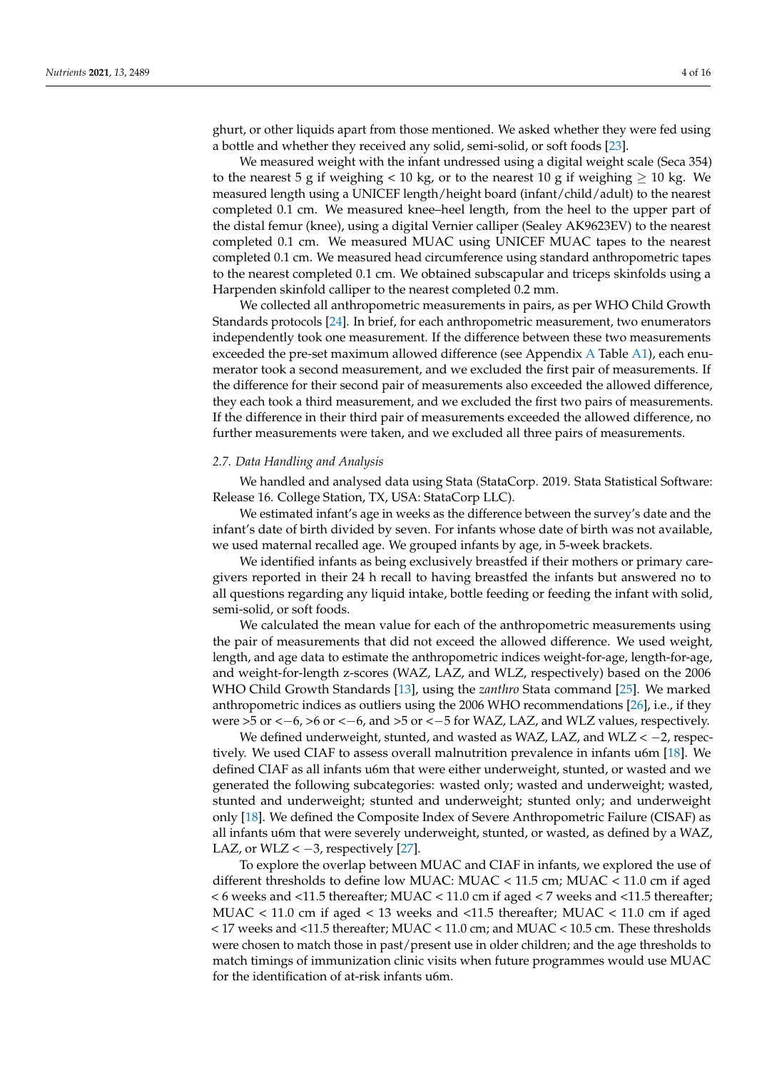ghurt, or other liquids apart from those mentioned. We asked whether they were fed using a bottle and whether they received any solid, semi-solid, or soft foods [23].

We measured weight with the infant undressed using a digital weight scale (Seca 354) to the nearest 5 g if weighing < 10 kg, or to the nearest 10 g if weighing ≥ 10 kg. We measured length using a UNICEF length/height board (infant/child/adult) to the nearest completed 0.1 cm. We measured knee–heel length, from the heel to the upper part of the distal femur (knee), using a digital Vernier calliper (Sealey AK9623EV) to the nearest completed 0.1 cm. We measured MUAC using UNICEF MUAC tapes to the nearest completed 0.1 cm. We measured head circumference using standard anthropometric tapes to the nearest completed 0.1 cm. We obtained subscapular and triceps skinfolds using a Harpenden skinfold calliper to the nearest completed 0.2 mm.

We collected all anthropometric measurements in pairs, as per WHO Child Growth Standards protocols [24]. In brief, for each anthropometric measurement, two enumerators independently took one measurement. If the difference between these two measurements exceeded the pre-set maximum allowed difference (see Appendix A Table A1), each enumerator took a second measurement, and we excluded the first pair of measurements. If the difference for their second pair of measurements also exceeded the allowed difference, they each took a third measurement, and we excluded the first two pairs of measurements. If the difference in their third pair of measurements exceeded the allowed difference, no further measurements were taken, and we excluded all three pairs of measurements.

### 2.7. Data Handling and Analysis

We handled and analysed data using Stata (StataCorp. 2019. Stata Statistical Software: Release 16. College Station, TX, USA: StataCorp LLC).

We estimated infant's age in weeks as the difference between the survey's date and the infant's date of birth divided by seven. For infants whose date of birth was not available, we used maternal recalled age. We grouped infants by age, in 5-week brackets.

We identified infants as being exclusively breastfed if their mothers or primary caregivers reported in their 24 h recall to having breastfed the infants but answered no to all questions regarding any liquid intake, bottle feeding or feeding the infant with solid, semi-solid, or soft foods.

We calculated the mean value for each of the anthropometric measurements using the pair of measurements that did not exceed the allowed difference. We used weight, length, and age data to estimate the anthropometric indices weight-for-age, length-for-age, and weight-for-length z-scores (WAZ, LAZ, and WLZ, respectively) based on the 2006 WHO Child Growth Standards [13], using the *zanthro* Stata command [25]. We marked anthropometric indices as outliers using the 2006 WHO recommendations [26], i.e., if they were >5 or <−6, >6 or <−6, and >5 or <−5 for WAZ, LAZ, and WLZ values, respectively.

We defined underweight, stunted, and wasted as WAZ, LAZ, and WLZ < −2, respectively. We used CIAF to assess overall malnutrition prevalence in infants u6m [18]. We defined CIAF as all infants u6m that were either underweight, stunted, or wasted and we generated the following subcategories: wasted only; wasted and underweight; wasted, stunted and underweight; stunted and underweight; stunted only; and underweight only [18]. We defined the Composite Index of Severe Anthropometric Failure (CISAF) as all infants u6m that were severely underweight, stunted, or wasted, as defined by a WAZ, LAZ, or WLZ < −3, respectively [27].

To explore the overlap between MUAC and CIAF in infants, we explored the use of different thresholds to define low MUAC: MUAC < 11.5 cm; MUAC < 11.0 cm if aged < 6 weeks and <11.5 thereafter; MUAC < 11.0 cm if aged < 7 weeks and <11.5 thereafter; MUAC < 11.0 cm if aged < 13 weeks and <11.5 thereafter; MUAC < 11.0 cm if aged < 17 weeks and <11.5 thereafter; MUAC < 11.0 cm; and MUAC < 10.5 cm. These thresholds were chosen to match those in past/present use in older children; and the age thresholds to match timings of immunization clinic visits when future programmes would use MUAC for the identification of at-risk infants u6m.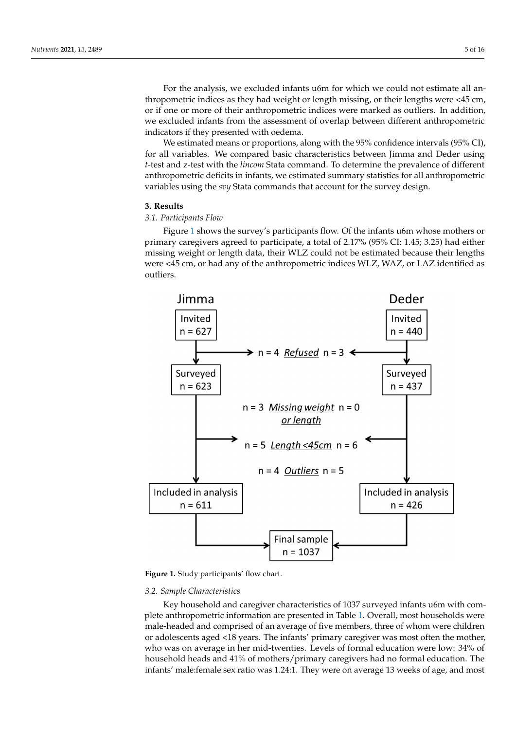For the analysis, we excluded infants u6m for which we could not estimate all anthropometric indices as they had weight or length missing, or their lengths were <45 cm, or if one or more of their anthropometric indices were marked as outliers. In addition, we excluded infants from the assessment of overlap between different anthropometric indicators if they presented with oedema.

We estimated means or proportions, along with the 95% confidence intervals (95% CI), for all variables. We compared basic characteristics between Jimma and Deder using *t*-test and z-test with the *lincom* Stata command. To determine the prevalence of different anthropometric deficits in infants, we estimated summary statistics for all anthropometric variables using the *svy* Stata commands that account for the survey design.

## 3. Results

### 3.1. Participants Flow

Figure 1 shows the survey's participants flow. Of the infants u6m whose mothers or primary caregivers agreed to participate, a total of 2.17% (95% CI: 1.45; 3.25) had either missing weight or length data, their WLZ could not be estimated because their lengths were <45 cm, or had any of the anthropometric indices WLZ, WAZ, or LAZ identified as outliers.

**Figure 1.** Study participants' flow chart.

### 3.2. Sample Characteristics

Key household and caregiver characteristics of 1037 surveyed infants u6m with complete anthropometric information are presented in Table 1. Overall, most households were male-headed and comprised of an average of five members, three of whom were children or adolescents aged <18 years. The infants' primary caregiver was most often the mother, who was on average in her mid-twenties. Levels of formal education were low: 34% of household heads and 41% of mothers/primary caregivers had no formal education. The infants' male:female sex ratio was 1.24:1. They were on average 13 weeks of age, and most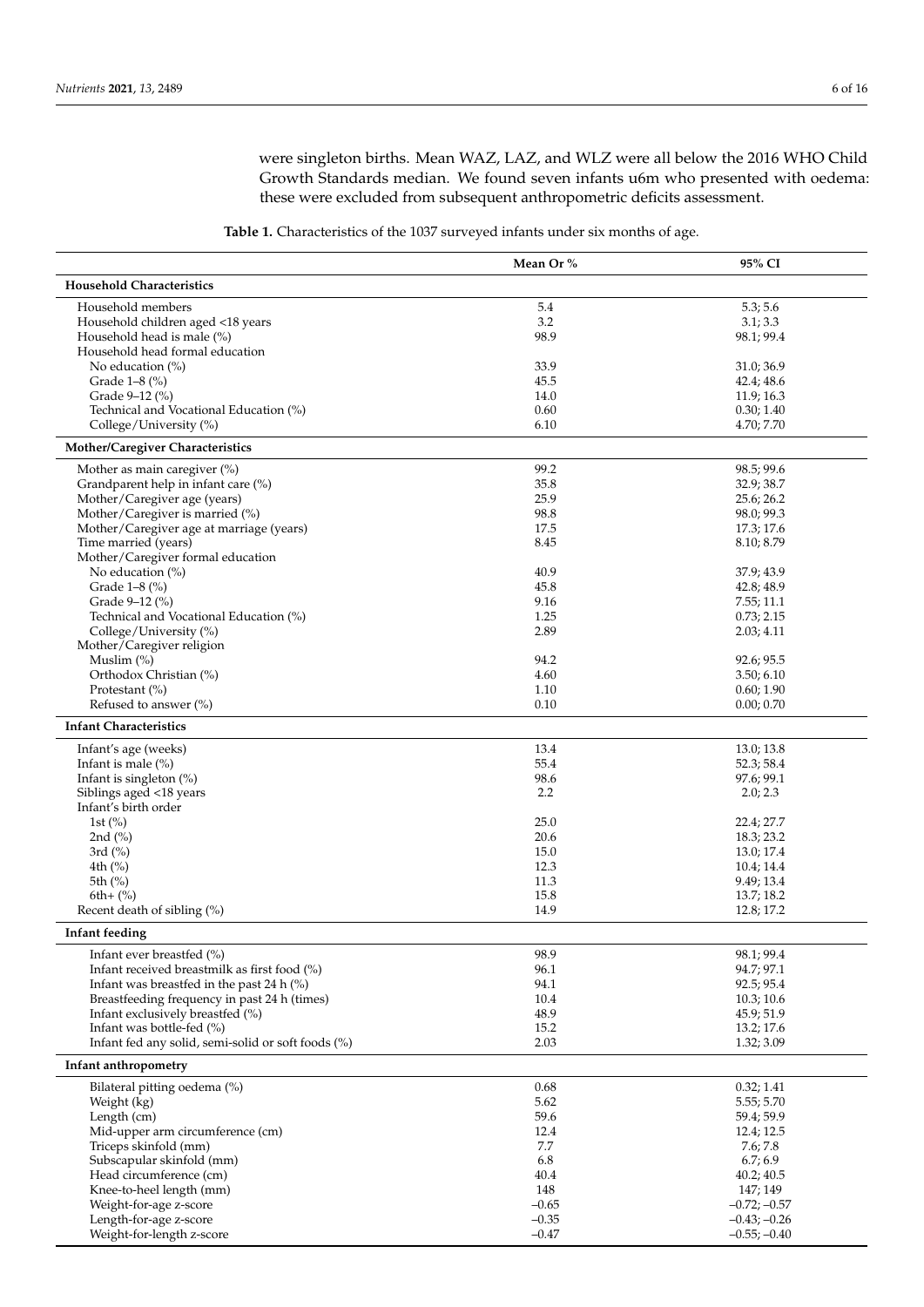were singleton births. Mean WAZ, LAZ, and WLZ were all below the 2016 WHO Child Growth Standards median. We found seven infants u6m who presented with oedema: these were excluded from subsequent anthropometric deficits assessment.

**Table 1.** Characteristics of the 1037 surveyed infants under six months of age.

| | Mean Or % | 95% CI |
|---|---|---|
| **Household Characteristics** | | |
| Household members | 5.4 | 5.3; 5.6 |
| Household children aged <18 years | 3.2 | 3.1; 3.3 |
| Household head is male (%) | 98.9 | 98.1; 99.4 |
| Household head formal education | | |
| No education (%) | 33.9 | 31.0; 36.9 |
| Grade 1–8 (%) | 45.5 | 42.4; 48.6 |
| Grade 9–12 (%) | 14.0 | 11.9; 16.3 |
| Technical and Vocational Education (%) | 0.60 | 0.30; 1.40 |
| College/University (%) | 6.10 | 4.70; 7.70 |
| **Mother/Caregiver Characteristics** | | |
| Mother as main caregiver (%) | 99.2 | 98.5; 99.6 |
| Grandparent help in infant care (%) | 35.8 | 32.9; 38.7 |
| Mother/Caregiver age (years) | 25.9 | 25.6; 26.2 |
| Mother/Caregiver is married (%) | 98.8 | 98.0; 99.3 |
| Mother/Caregiver age at marriage (years) | 17.5 | 17.3; 17.6 |
| Time married (years) | 8.45 | 8.10; 8.79 |
| Mother/Caregiver formal education | | |
| No education (%) | 40.9 | 37.9; 43.9 |
| Grade 1–8 (%) | 45.8 | 42.8; 48.9 |
| Grade 9–12 (%) | 9.16 | 7.55; 11.1 |
| Technical and Vocational Education (%) | 1.25 | 0.73; 2.15 |
| College/University (%) | 2.89 | 2.03; 4.11 |
| Mother/Caregiver religion | | |
| Muslim (%) | 94.2 | 92.6; 95.5 |
| Orthodox Christian (%) | 4.60 | 3.50; 6.10 |
| Protestant (%) | 1.10 | 0.60; 1.90 |
| Refused to answer (%) | 0.10 | 0.00; 0.70 |
| **Infant Characteristics** | | |
| Infant's age (weeks) | 13.4 | 13.0; 13.8 |
| Infant is male (%) | 55.4 | 52.3; 58.4 |
| Infant is singleton (%) | 98.6 | 97.6; 99.1 |
| Siblings aged <18 years | 2.2 | 2.0; 2.3 |
| Infant's birth order | | |
| 1st (%) | 25.0 | 22.4; 27.7 |
| 2nd (%) | 20.6 | 18.3; 23.2 |
| 3rd (%) | 15.0 | 13.0; 17.4 |
| 4th (%) | 12.3 | 10.4; 14.4 |
| 5th (%) | 11.3 | 9.49; 13.4 |
| 6th+ (%) | 15.8 | 13.7; 18.2 |
| Recent death of sibling (%) | 14.9 | 12.8; 17.2 |
| **Infant feeding** | | |
| Infant ever breastfed (%) | 98.9 | 98.1; 99.4 |
| Infant received breastmilk as first food (%) | 96.1 | 94.7; 97.1 |
| Infant was breastfed in the past 24 h (%) | 94.1 | 92.5; 95.4 |
| Breastfeeding frequency in past 24 h (times) | 10.4 | 10.3; 10.6 |
| Infant exclusively breastfed (%) | 48.9 | 45.9; 51.9 |
| Infant was bottle-fed (%) | 15.2 | 13.2; 17.6 |
| Infant fed any solid, semi-solid or soft foods (%) | 2.03 | 1.32; 3.09 |
| **Infant anthropometry** | | |
| Bilateral pitting oedema (%) | 0.68 | 0.32; 1.41 |
| Weight (kg) | 5.62 | 5.55; 5.70 |
| Length (cm) | 59.6 | 59.4; 59.9 |
| Mid-upper arm circumference (cm) | 12.4 | 12.4; 12.5 |
| Triceps skinfold (mm) | 7.7 | 7.6; 7.8 |
| Subscapular skinfold (mm) | 6.8 | 6.7; 6.9 |
| Head circumference (cm) | 40.4 | 40.2; 40.5 |
| Knee-to-heel length (mm) | 148 | 147; 149 |
| Weight-for-age z-score | −0.65 | −0.72; −0.57 |
| Length-for-age z-score | −0.35 | −0.43; −0.26 |
| Weight-for-length z-score | −0.47 | −0.55; −0.40 |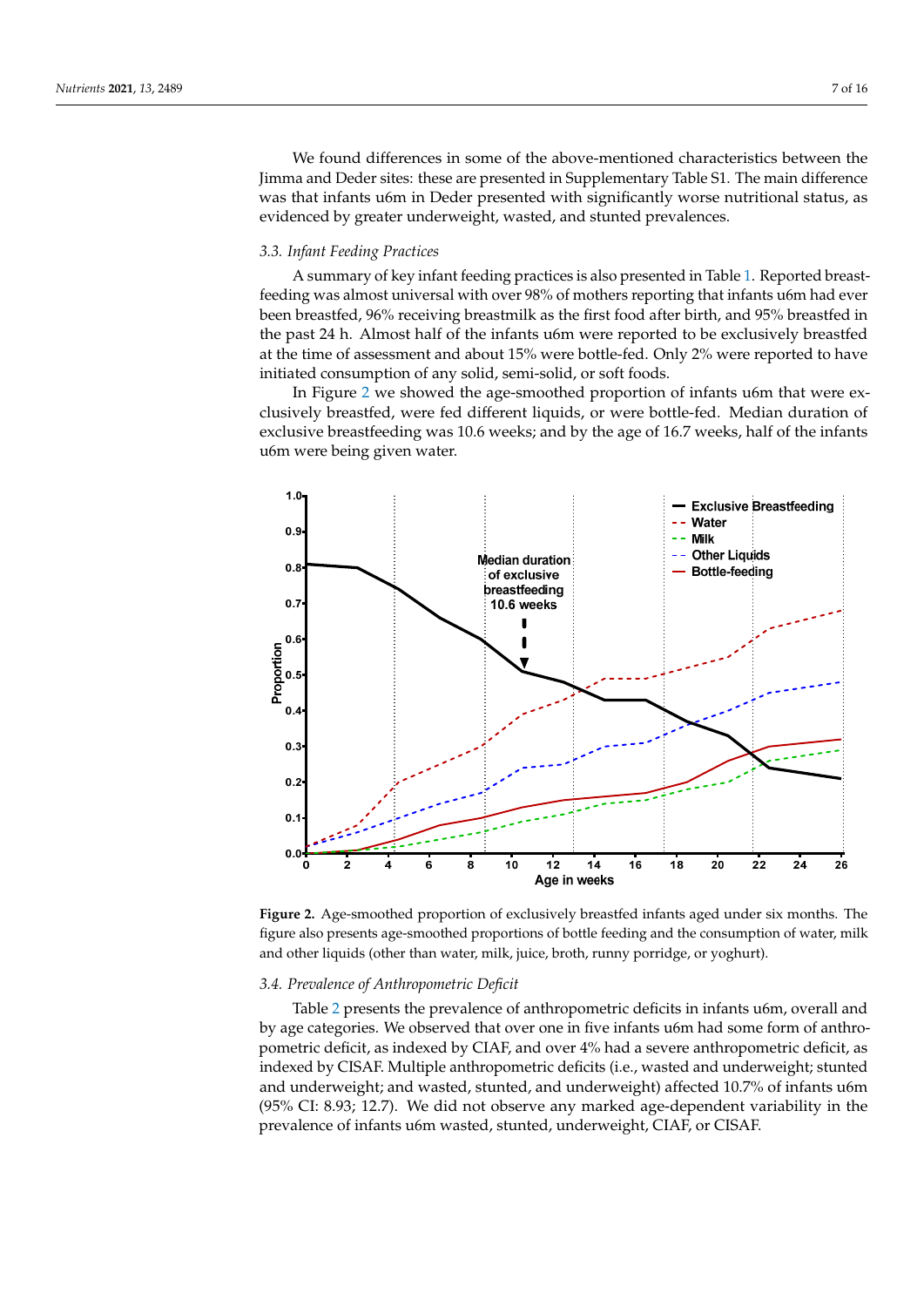We found differences in some of the above-mentioned characteristics between the Jimma and Deder sites: these are presented in Supplementary Table S1. The main difference was that infants u6m in Deder presented with significantly worse nutritional status, as evidenced by greater underweight, wasted, and stunted prevalences.

### 3.3. Infant Feeding Practices

A summary of key infant feeding practices is also presented in Table 1. Reported breastfeeding was almost universal with over 98% of mothers reporting that infants u6m had ever been breastfed, 96% receiving breastmilk as the first food after birth, and 95% breastfed in the past 24 h. Almost half of the infants u6m were reported to be exclusively breastfed at the time of assessment and about 15% were bottle-fed. Only 2% were reported to have initiated consumption of any solid, semi-solid, or soft foods.

In Figure 2 we showed the age-smoothed proportion of infants u6m that were exclusively breastfed, were fed different liquids, or were bottle-fed. Median duration of exclusive breastfeeding was 10.6 weeks; and by the age of 16.7 weeks, half of the infants u6m were being given water.

**Figure 2.** Age-smoothed proportion of exclusively breastfed infants aged under six months. The figure also presents age-smoothed proportions of bottle feeding and the consumption of water, milk and other liquids (other than water, milk, juice, broth, runny porridge, or yoghurt).

### 3.4. Prevalence of Anthropometric Deficit

Table 2 presents the prevalence of anthropometric deficits in infants u6m, overall and by age categories. We observed that over one in five infants u6m had some form of anthropometric deficit, as indexed by CIAF, and over 4% had a severe anthropometric deficit, as indexed by CISAF. Multiple anthropometric deficits (i.e., wasted and underweight; stunted and underweight; and wasted, stunted, and underweight) affected 10.7% of infants u6m (95% CI: 8.93; 12.7). We did not observe any marked age-dependent variability in the prevalence of infants u6m wasted, stunted, underweight, CIAF, or CISAF.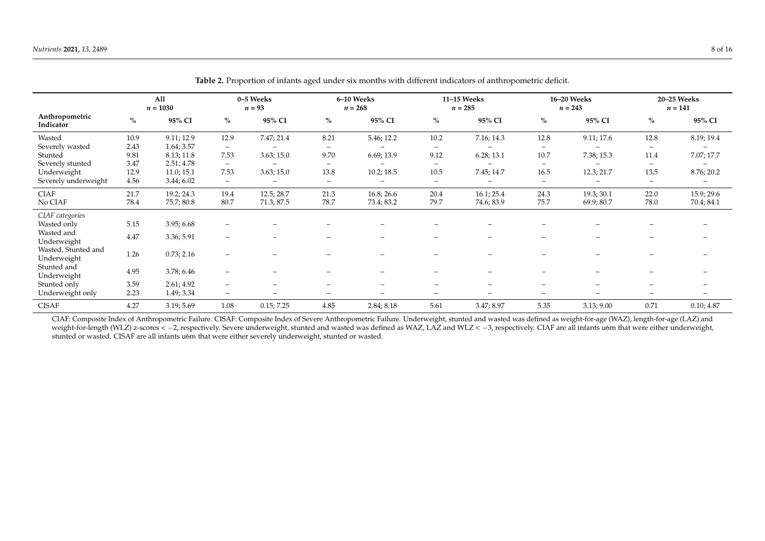**Table 2.** Proportion of infants aged under six months with different indicators of anthropometric deficit.

| | All $n = 1030$ | | 0–5 Weeks $n = 93$ | | 6–10 Weeks $n = 268$ | | 11–15 Weeks $n = 285$ | | 16–20 Weeks $n = 243$ | | 20–25 Weeks $n = 141$ | |
|---|---|---|---|---|---|---|---|---|---|---|---|---|
| **Anthropometric Indicator** | **%** | **95% CI** | **%** | **95% CI** | **%** | **95% CI** | **%** | **95% CI** | **%** | **95% CI** | **%** | **95% CI** |
| Wasted | 10.9 | 9.11; 12.9 | 12.9 | 7.47; 21.4 | 8.21 | 5.46; 12.2 | 10.2 | 7.16; 14.3 | 12.8 | 9.11; 17.6 | 12.8 | 8.19; 19.4 |
| Severely wasted | 2.43 | 1.64; 3.57 | – | – | – | – | – | – | – | – | – | – |
| Stunted | 9.81 | 8.13; 11.8 | 7.53 | 3.63; 15.0 | 9.70 | 6.69; 13.9 | 9.12 | 6.28; 13.1 | 10.7 | 7.38; 15.3 | 11.4 | 7.07; 17.7 |
| Severely stunted | 3.47 | 2.51; 4.78 | – | – | – | – | – | – | – | – | – | – |
| Underweight | 12.9 | 11.0; 15.1 | 7.53 | 3.63; 15.0 | 13.8 | 10.2; 18.5 | 10.5 | 7.45; 14.7 | 16.5 | 12.3; 21.7 | 13.5 | 8.76; 20.2 |
| Severely underweight | 4.56 | 3.44; 6.02 | – | – | – | – | – | – | – | – | – | – |
| CIAF | 21.7 | 19.2; 24.3 | 19.4 | 12.5; 28.7 | 21.3 | 16.8; 26.6 | 20.4 | 16.1; 25.4 | 24.3 | 19.3; 30.1 | 22.0 | 15.9; 29.6 |
| No CIAF | 78.4 | 75.7; 80.8 | 80.7 | 71.3; 87.5 | 78.7 | 73.4; 83.2 | 79.7 | 74.6; 83.9 | 75.7 | 69.9; 80.7 | 78.0 | 70.4; 84.1 |
| *CIAF categories* | | | | | | | | | | | | |
| Wasted only | 5.15 | 3.95; 6.68 | – | – | – | – | – | – | – | – | – | – |
| Wasted and Underweight | 4.47 | 3.36; 5.91 | – | – | – | – | – | – | – | – | – | – |
| Wasted, Stunted and Underweight | 1.26 | 0.73; 2.16 | – | – | – | – | – | – | – | – | – | – |
| Stunted and Underweight | 4.95 | 3.78; 6.46 | – | – | – | – | – | – | – | – | – | – |
| Stunted only | 3.59 | 2.61; 4.92 | – | – | – | – | – | – | – | – | – | – |
| Underweight only | 2.23 | 1.49; 3.34 | – | – | – | – | – | – | – | – | – | – |
| CISAF | 4.27 | 3.19; 5.69 | 1.08 | 0.15; 7.25 | 4.85 | 2.84; 8.18 | 5.61 | 3.47; 8.97 | 5.35 | 3.13; 9.00 | 0.71 | 0.10; 4.87 |

CIAF: Composite Index of Anthropometric Failure. CISAF: Composite Index of Severe Anthropometric Failure. Underweight, stunted and wasted was defined as weight-for-age (WAZ), length-for-age (LAZ) and weight-for-length (WLZ) z-scores $< -2$, respectively. Severe underweight, stunted and wasted was defined as WAZ, LAZ and WLZ $< -3$, respectively. CIAF are all infants u6m that were either underweight, stunted or wasted. CISAF are all infants u6m that were either severely underweight, stunted or wasted.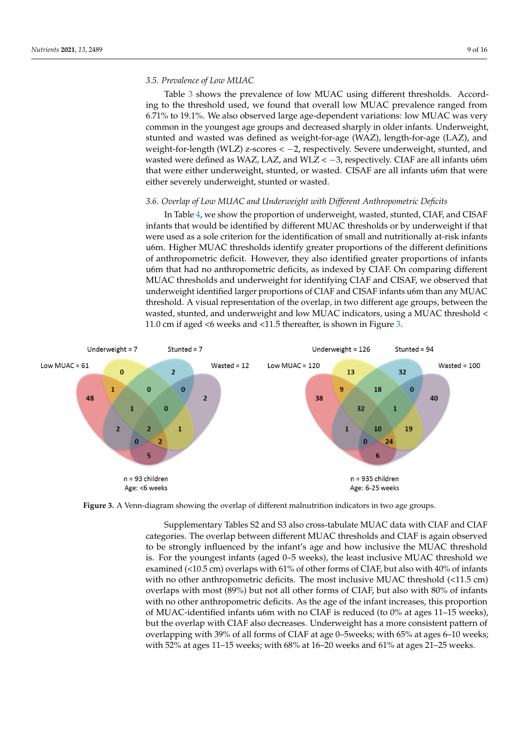### 3.5. Prevalence of Low MUAC

Table 3 shows the prevalence of low MUAC using different thresholds. According to the threshold used, we found that overall low MUAC prevalence ranged from 6.71% to 19.1%. We also observed large age-dependent variations: low MUAC was very common in the youngest age groups and decreased sharply in older infants. Underweight, stunted and wasted was defined as weight-for-age (WAZ), length-for-age (LAZ), and weight-for-length (WLZ) z-scores $< -2$, respectively. Severe underweight, stunted, and wasted were defined as WAZ, LAZ, and WLZ $< -3$, respectively. CIAF are all infants u6m that were either underweight, stunted, or wasted. CISAF are all infants u6m that were either severely underweight, stunted or wasted.

### 3.6. Overlap of Low MUAC and Underweight with Different Anthropometric Deficits

In Table 4, we show the proportion of underweight, wasted, stunted, CIAF, and CISAF infants that would be identified by different MUAC thresholds or by underweight if that were used as a sole criterion for the identification of small and nutritionally at-risk infants u6m. Higher MUAC thresholds identify greater proportions of the different definitions of anthropometric deficit. However, they also identified greater proportions of infants u6m that had no anthropometric deficits, as indexed by CIAF. On comparing different MUAC thresholds and underweight for identifying CIAF and CISAF, we observed that underweight identified larger proportions of CIAF and CISAF infants u6m than any MUAC threshold. A visual representation of the overlap, in two different age groups, between the wasted, stunted, and underweight and low MUAC indicators, using a MUAC threshold < 11.0 cm if aged <6 weeks and <11.5 thereafter, is shown in Figure 3.

**Figure 3.** A Venn-diagram showing the overlap of different malnutrition indicators in two age groups.

Supplementary Tables S2 and S3 also cross-tabulate MUAC data with CIAF and CIAF categories. The overlap between different MUAC thresholds and CIAF is again observed to be strongly influenced by the infant's age and how inclusive the MUAC threshold is. For the youngest infants (aged 0–5 weeks), the least inclusive MUAC threshold we examined (<10.5 cm) overlaps with 61% of other forms of CIAF, but also with 40% of infants with no other anthropometric deficits. The most inclusive MUAC threshold (<11.5 cm) overlaps with most (89%) but not all other forms of CIAF, but also with 80% of infants with no other anthropometric deficits. As the age of the infant increases, this proportion of MUAC-identified infants u6m with no CIAF is reduced (to 0% at ages 11–15 weeks), but the overlap with CIAF also decreases. Underweight has a more consistent pattern of overlapping with 39% of all forms of CIAF at age 0–5weeks; with 65% at ages 6–10 weeks; with 52% at ages 11–15 weeks; with 68% at 16–20 weeks and 61% at ages 21–25 weeks.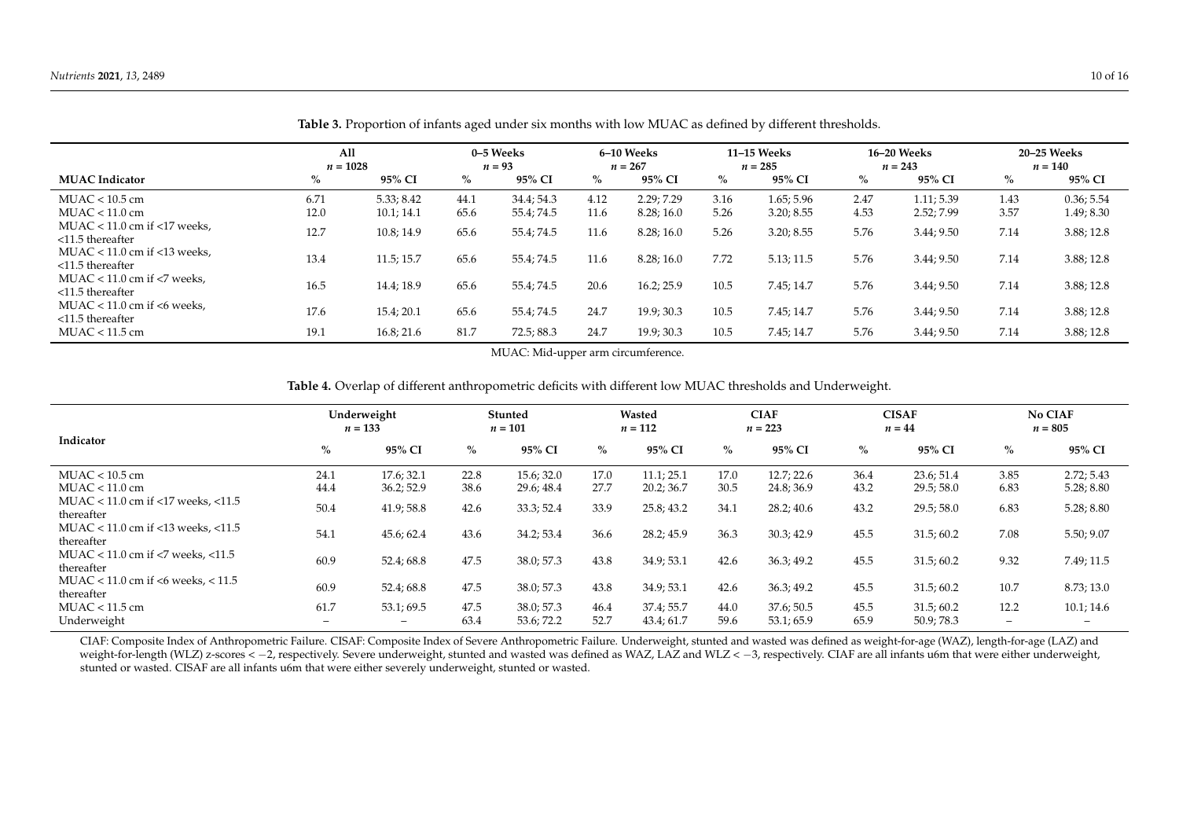**Table 3.** Proportion of infants aged under six months with low MUAC as defined by different thresholds.

| MUAC Indicator | All $n = 1028$ | | 0–5 Weeks $n = 93$ | | 6–10 Weeks $n = 267$ | | 11–15 Weeks $n = 285$ | | 16–20 Weeks $n = 243$ | | 20–25 Weeks $n = 140$ | |
|---|---|---|---|---|---|---|---|---|---|---|---|---|
| | % | 95% CI | % | 95% CI | % | 95% CI | % | 95% CI | % | 95% CI | % | 95% CI |
| MUAC < 10.5 cm | 6.71 | 5.33; 8.42 | 44.1 | 34.4; 54.3 | 4.12 | 2.29; 7.29 | 3.16 | 1.65; 5.96 | 2.47 | 1.11; 5.39 | 1.43 | 0.36; 5.54 |
| MUAC < 11.0 cm | 12.0 | 10.1; 14.1 | 65.6 | 55.4; 74.5 | 11.6 | 8.28; 16.0 | 5.26 | 3.20; 8.55 | 4.53 | 2.52; 7.99 | 3.57 | 1.49; 8.30 |
| MUAC < 11.0 cm if <17 weeks, <11.5 thereafter | 12.7 | 10.8; 14.9 | 65.6 | 55.4; 74.5 | 11.6 | 8.28; 16.0 | 5.26 | 3.20; 8.55 | 5.76 | 3.44; 9.50 | 7.14 | 3.88; 12.8 |
| MUAC < 11.0 cm if <13 weeks, <11.5 thereafter | 13.4 | 11.5; 15.7 | 65.6 | 55.4; 74.5 | 11.6 | 8.28; 16.0 | 7.72 | 5.13; 11.5 | 5.76 | 3.44; 9.50 | 7.14 | 3.88; 12.8 |
| MUAC < 11.0 cm if <7 weeks, <11.5 thereafter | 16.5 | 14.4; 18.9 | 65.6 | 55.4; 74.5 | 20.6 | 16.2; 25.9 | 10.5 | 7.45; 14.7 | 5.76 | 3.44; 9.50 | 7.14 | 3.88; 12.8 |
| MUAC < 11.0 cm if <6 weeks, <11.5 thereafter | 17.6 | 15.4; 20.1 | 65.6 | 55.4; 74.5 | 24.7 | 19.9; 30.3 | 10.5 | 7.45; 14.7 | 5.76 | 3.44; 9.50 | 7.14 | 3.88; 12.8 |
| MUAC < 11.5 cm | 19.1 | 16.8; 21.6 | 81.7 | 72.5; 88.3 | 24.7 | 19.9; 30.3 | 10.5 | 7.45; 14.7 | 5.76 | 3.44; 9.50 | 7.14 | 3.88; 12.8 |

MUAC: Mid-upper arm circumference.

**Table 4.** Overlap of different anthropometric deficits with different low MUAC thresholds and Underweight.

| Indicator | Underweight $n = 133$ | | Stunted $n = 101$ | | Wasted $n = 112$ | | CIAF $n = 223$ | | CISAF $n = 44$ | | No CIAF $n = 805$ | |
|---|---|---|---|---|---|---|---|---|---|---|---|---|
| | % | 95% CI | % | 95% CI | % | 95% CI | % | 95% CI | % | 95% CI | % | 95% CI |
| MUAC < 10.5 cm | 24.1 | 17.6; 32.1 | 22.8 | 15.6; 32.0 | 17.0 | 11.1; 25.1 | 17.0 | 12.7; 22.6 | 36.4 | 23.6; 51.4 | 3.85 | 2.72; 5.43 |
| MUAC < 11.0 cm | 44.4 | 36.2; 52.9 | 38.6 | 29.6; 48.4 | 27.7 | 20.2; 36.7 | 30.5 | 24.8; 36.9 | 43.2 | 29.5; 58.0 | 6.83 | 5.28; 8.80 |
| MUAC < 11.0 cm if <17 weeks, <11.5 thereafter | 50.4 | 41.9; 58.8 | 42.6 | 33.3; 52.4 | 33.9 | 25.8; 43.2 | 34.1 | 28.2; 40.6 | 43.2 | 29.5; 58.0 | 6.83 | 5.28; 8.80 |
| MUAC < 11.0 cm if <13 weeks, <11.5 thereafter | 54.1 | 45.6; 62.4 | 43.6 | 34.2; 53.4 | 36.6 | 28.2; 45.9 | 36.3 | 30.3; 42.9 | 45.5 | 31.5; 60.2 | 7.08 | 5.50; 9.07 |
| MUAC < 11.0 cm if <7 weeks, <11.5 thereafter | 60.9 | 52.4; 68.8 | 47.5 | 38.0; 57.3 | 43.8 | 34.9; 53.1 | 42.6 | 36.3; 49.2 | 45.5 | 31.5; 60.2 | 9.32 | 7.49; 11.5 |
| MUAC < 11.0 cm if <6 weeks, < 11.5 thereafter | 60.9 | 52.4; 68.8 | 47.5 | 38.0; 57.3 | 43.8 | 34.9; 53.1 | 42.6 | 36.3; 49.2 | 45.5 | 31.5; 60.2 | 10.7 | 8.73; 13.0 |
| MUAC < 11.5 cm | 61.7 | 53.1; 69.5 | 47.5 | 38.0; 57.3 | 46.4 | 37.4; 55.7 | 44.0 | 37.6; 50.5 | 45.5 | 31.5; 60.2 | 12.2 | 10.1; 14.6 |
| Underweight | – | – | 63.4 | 53.6; 72.2 | 52.7 | 43.4; 61.7 | 59.6 | 53.1; 65.9 | 65.9 | 50.9; 78.3 | – | – |

CIAF: Composite Index of Anthropometric Failure. CISAF: Composite Index of Severe Anthropometric Failure. Underweight, stunted and wasted was defined as weight-for-age (WAZ), length-for-age (LAZ) and weight-for-length (WLZ) z-scores $< -2$, respectively. Severe underweight, stunted and wasted was defined as WAZ, LAZ and WLZ $< -3$, respectively. CIAF are all infants u6m that were either underweight, stunted or wasted. CISAF are all infants u6m that were either severely underweight, stunted or wasted.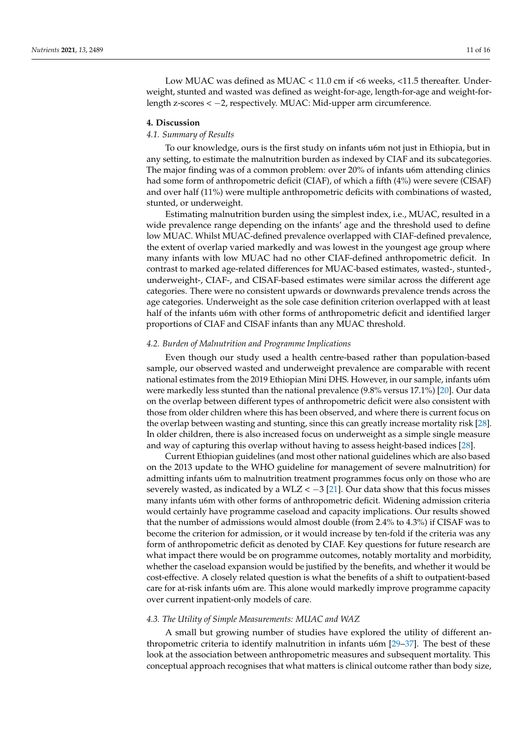Low MUAC was defined as MUAC < 11.0 cm if <6 weeks, <11.5 thereafter. Underweight, stunted and wasted was defined as weight-for-age, length-for-age and weight-for-length z-scores < −2, respectively. MUAC: Mid-upper arm circumference.

## 4. Discussion

### *4.1. Summary of Results*

To our knowledge, ours is the first study on infants u6m not just in Ethiopia, but in any setting, to estimate the malnutrition burden as indexed by CIAF and its subcategories. The major finding was of a common problem: over 20% of infants u6m attending clinics had some form of anthropometric deficit (CIAF), of which a fifth (4%) were severe (CISAF) and over half (11%) were multiple anthropometric deficits with combinations of wasted, stunted, or underweight.

Estimating malnutrition burden using the simplest index, i.e., MUAC, resulted in a wide prevalence range depending on the infants' age and the threshold used to define low MUAC. Whilst MUAC-defined prevalence overlapped with CIAF-defined prevalence, the extent of overlap varied markedly and was lowest in the youngest age group where many infants with low MUAC had no other CIAF-defined anthropometric deficit. In contrast to marked age-related differences for MUAC-based estimates, wasted-, stunted-, underweight-, CIAF-, and CISAF-based estimates were similar across the different age categories. There were no consistent upwards or downwards prevalence trends across the age categories. Underweight as the sole case definition criterion overlapped with at least half of the infants u6m with other forms of anthropometric deficit and identified larger proportions of CIAF and CISAF infants than any MUAC threshold.

### *4.2. Burden of Malnutrition and Programme Implications*

Even though our study used a health centre-based rather than population-based sample, our observed wasted and underweight prevalence are comparable with recent national estimates from the 2019 Ethiopian Mini DHS. However, in our sample, infants u6m were markedly less stunted than the national prevalence (9.8% versus 17.1%) [20]. Our data on the overlap between different types of anthropometric deficit were also consistent with those from older children where this has been observed, and where there is current focus on the overlap between wasting and stunting, since this can greatly increase mortality risk [28]. In older children, there is also increased focus on underweight as a simple single measure and way of capturing this overlap without having to assess height-based indices [28].

Current Ethiopian guidelines (and most other national guidelines which are also based on the 2013 update to the WHO guideline for management of severe malnutrition) for admitting infants u6m to malnutrition treatment programmes focus only on those who are severely wasted, as indicated by a WLZ < −3 [21]. Our data show that this focus misses many infants u6m with other forms of anthropometric deficit. Widening admission criteria would certainly have programme caseload and capacity implications. Our results showed that the number of admissions would almost double (from 2.4% to 4.3%) if CISAF was to become the criterion for admission, or it would increase by ten-fold if the criteria was any form of anthropometric deficit as denoted by CIAF. Key questions for future research are what impact there would be on programme outcomes, notably mortality and morbidity, whether the caseload expansion would be justified by the benefits, and whether it would be cost-effective. A closely related question is what the benefits of a shift to outpatient-based care for at-risk infants u6m are. This alone would markedly improve programme capacity over current inpatient-only models of care.

### *4.3. The Utility of Simple Measurements: MUAC and WAZ*

A small but growing number of studies have explored the utility of different anthropometric criteria to identify malnutrition in infants u6m [29–37]. The best of these look at the association between anthropometric measures and subsequent mortality. This conceptual approach recognises that what matters is clinical outcome rather than body size,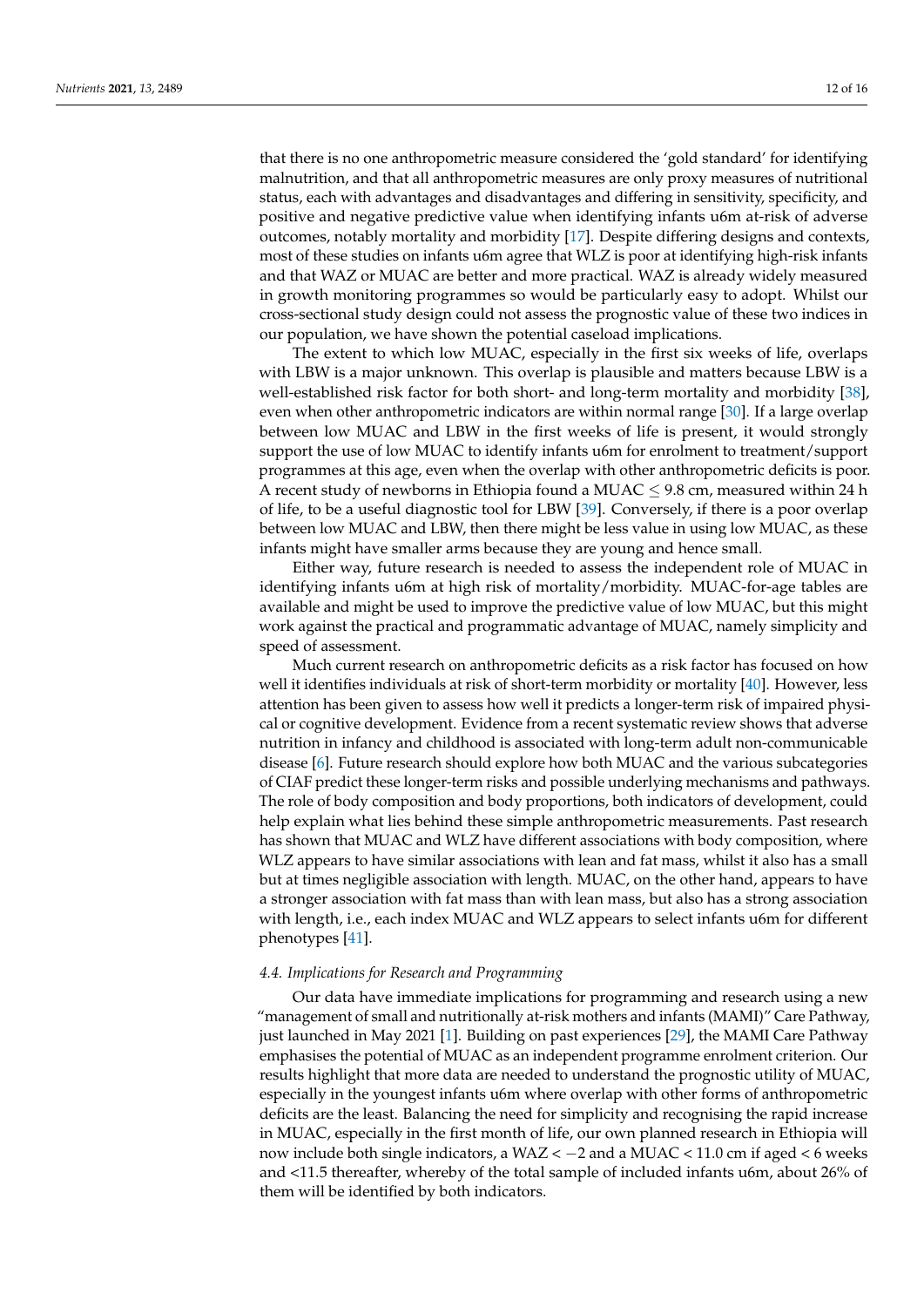that there is no one anthropometric measure considered the 'gold standard' for identifying malnutrition, and that all anthropometric measures are only proxy measures of nutritional status, each with advantages and disadvantages and differing in sensitivity, specificity, and positive and negative predictive value when identifying infants u6m at-risk of adverse outcomes, notably mortality and morbidity [17]. Despite differing designs and contexts, most of these studies on infants u6m agree that WLZ is poor at identifying high-risk infants and that WAZ or MUAC are better and more practical. WAZ is already widely measured in growth monitoring programmes so would be particularly easy to adopt. Whilst our cross-sectional study design could not assess the prognostic value of these two indices in our population, we have shown the potential caseload implications.

The extent to which low MUAC, especially in the first six weeks of life, overlaps with LBW is a major unknown. This overlap is plausible and matters because LBW is a well-established risk factor for both short- and long-term mortality and morbidity [38], even when other anthropometric indicators are within normal range [30]. If a large overlap between low MUAC and LBW in the first weeks of life is present, it would strongly support the use of low MUAC to identify infants u6m for enrolment to treatment/support programmes at this age, even when the overlap with other anthropometric deficits is poor. A recent study of newborns in Ethiopia found a MUAC $\leq$ 9.8 cm, measured within 24 h of life, to be a useful diagnostic tool for LBW [39]. Conversely, if there is a poor overlap between low MUAC and LBW, then there might be less value in using low MUAC, as these infants might have smaller arms because they are young and hence small.

Either way, future research is needed to assess the independent role of MUAC in identifying infants u6m at high risk of mortality/morbidity. MUAC-for-age tables are available and might be used to improve the predictive value of low MUAC, but this might work against the practical and programmatic advantage of MUAC, namely simplicity and speed of assessment.

Much current research on anthropometric deficits as a risk factor has focused on how well it identifies individuals at risk of short-term morbidity or mortality [40]. However, less attention has been given to assess how well it predicts a longer-term risk of impaired physical or cognitive development. Evidence from a recent systematic review shows that adverse nutrition in infancy and childhood is associated with long-term adult non-communicable disease [6]. Future research should explore how both MUAC and the various subcategories of CIAF predict these longer-term risks and possible underlying mechanisms and pathways. The role of body composition and body proportions, both indicators of development, could help explain what lies behind these simple anthropometric measurements. Past research has shown that MUAC and WLZ have different associations with body composition, where WLZ appears to have similar associations with lean and fat mass, whilst it also has a small but at times negligible association with length. MUAC, on the other hand, appears to have a stronger association with fat mass than with lean mass, but also has a strong association with length, i.e., each index MUAC and WLZ appears to select infants u6m for different phenotypes [41].

### *4.4. Implications for Research and Programming*

Our data have immediate implications for programming and research using a new "management of small and nutritionally at-risk mothers and infants (MAMI)" Care Pathway, just launched in May 2021 [1]. Building on past experiences [29], the MAMI Care Pathway emphasises the potential of MUAC as an independent programme enrolment criterion. Our results highlight that more data are needed to understand the prognostic utility of MUAC, especially in the youngest infants u6m where overlap with other forms of anthropometric deficits are the least. Balancing the need for simplicity and recognising the rapid increase in MUAC, especially in the first month of life, our own planned research in Ethiopia will now include both single indicators, a WAZ $< -2$ and a MUAC $<$ 11.0 cm if aged $<$ 6 weeks and $<$11.5 thereafter, whereby of the total sample of included infants u6m, about 26% of them will be identified by both indicators.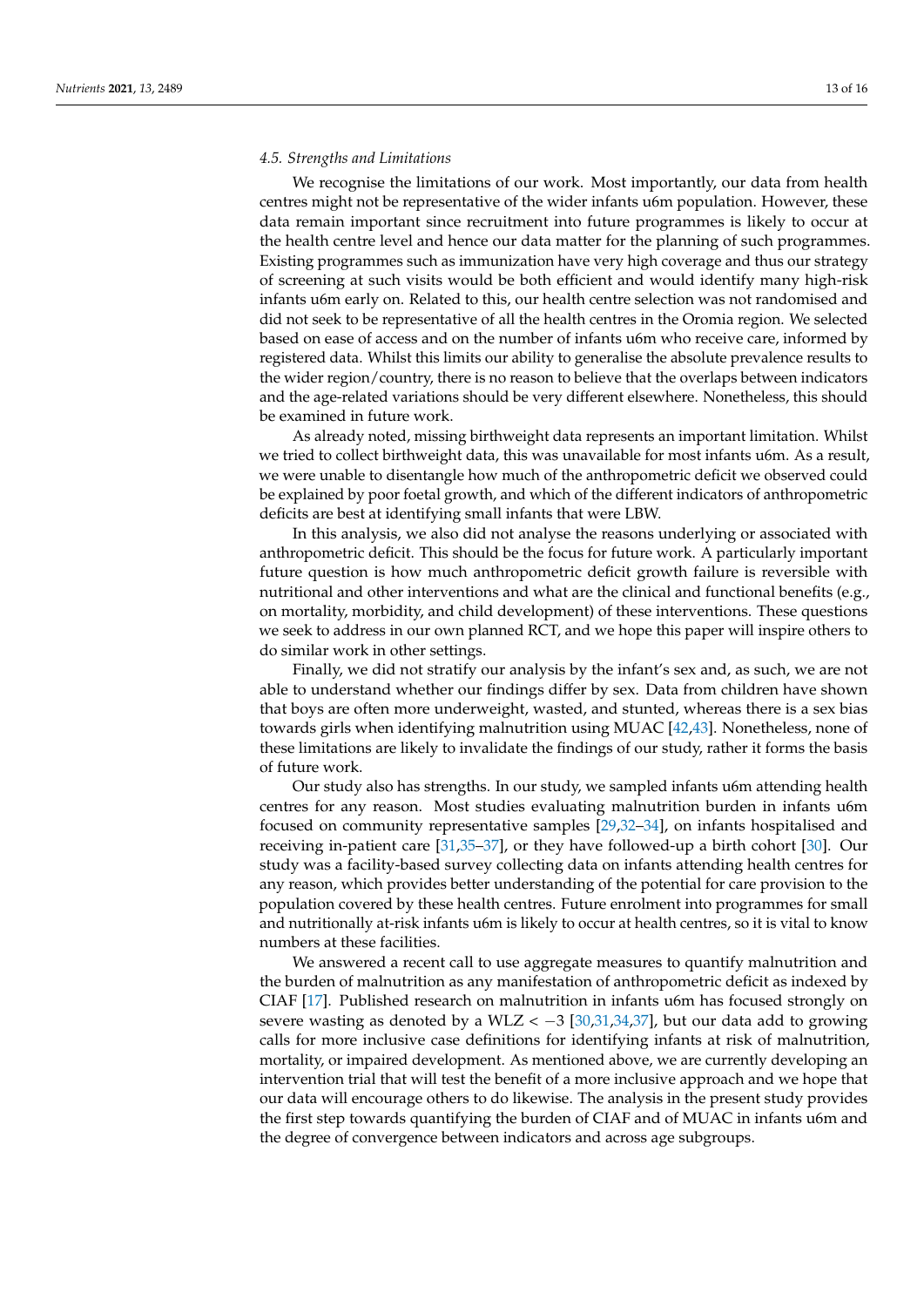### 4.5. Strengths and Limitations

We recognise the limitations of our work. Most importantly, our data from health centres might not be representative of the wider infants u6m population. However, these data remain important since recruitment into future programmes is likely to occur at the health centre level and hence our data matter for the planning of such programmes. Existing programmes such as immunization have very high coverage and thus our strategy of screening at such visits would be both efficient and would identify many high-risk infants u6m early on. Related to this, our health centre selection was not randomised and did not seek to be representative of all the health centres in the Oromia region. We selected based on ease of access and on the number of infants u6m who receive care, informed by registered data. Whilst this limits our ability to generalise the absolute prevalence results to the wider region/country, there is no reason to believe that the overlaps between indicators and the age-related variations should be very different elsewhere. Nonetheless, this should be examined in future work.

As already noted, missing birthweight data represents an important limitation. Whilst we tried to collect birthweight data, this was unavailable for most infants u6m. As a result, we were unable to disentangle how much of the anthropometric deficit we observed could be explained by poor foetal growth, and which of the different indicators of anthropometric deficits are best at identifying small infants that were LBW.

In this analysis, we also did not analyse the reasons underlying or associated with anthropometric deficit. This should be the focus for future work. A particularly important future question is how much anthropometric deficit growth failure is reversible with nutritional and other interventions and what are the clinical and functional benefits (e.g., on mortality, morbidity, and child development) of these interventions. These questions we seek to address in our own planned RCT, and we hope this paper will inspire others to do similar work in other settings.

Finally, we did not stratify our analysis by the infant's sex and, as such, we are not able to understand whether our findings differ by sex. Data from children have shown that boys are often more underweight, wasted, and stunted, whereas there is a sex bias towards girls when identifying malnutrition using MUAC [42,43]. Nonetheless, none of these limitations are likely to invalidate the findings of our study, rather it forms the basis of future work.

Our study also has strengths. In our study, we sampled infants u6m attending health centres for any reason. Most studies evaluating malnutrition burden in infants u6m focused on community representative samples [29,32–34], on infants hospitalised and receiving in-patient care [31,35–37], or they have followed-up a birth cohort [30]. Our study was a facility-based survey collecting data on infants attending health centres for any reason, which provides better understanding of the potential for care provision to the population covered by these health centres. Future enrolment into programmes for small and nutritionally at-risk infants u6m is likely to occur at health centres, so it is vital to know numbers at these facilities.

We answered a recent call to use aggregate measures to quantify malnutrition and the burden of malnutrition as any manifestation of anthropometric deficit as indexed by CIAF [17]. Published research on malnutrition in infants u6m has focused strongly on severe wasting as denoted by a WLZ $< -3$ [30,31,34,37], but our data add to growing calls for more inclusive case definitions for identifying infants at risk of malnutrition, mortality, or impaired development. As mentioned above, we are currently developing an intervention trial that will test the benefit of a more inclusive approach and we hope that our data will encourage others to do likewise. The analysis in the present study provides the first step towards quantifying the burden of CIAF and of MUAC in infants u6m and the degree of convergence between indicators and across age subgroups.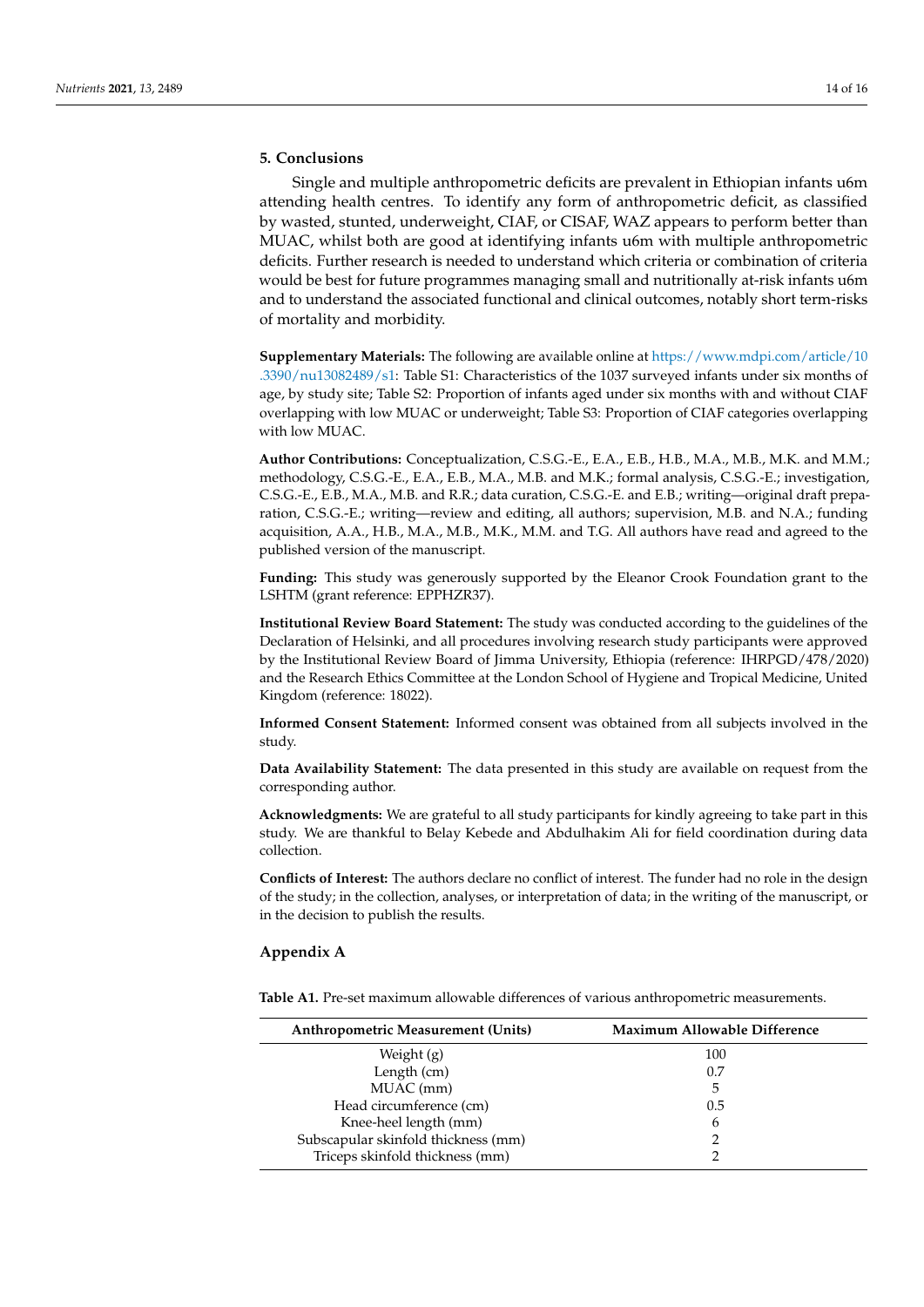## 5. Conclusions

Single and multiple anthropometric deficits are prevalent in Ethiopian infants u6m attending health centres. To identify any form of anthropometric deficit, as classified by wasted, stunted, underweight, CIAF, or CISAF, WAZ appears to perform better than MUAC, whilst both are good at identifying infants u6m with multiple anthropometric deficits. Further research is needed to understand which criteria or combination of criteria would be best for future programmes managing small and nutritionally at-risk infants u6m and to understand the associated functional and clinical outcomes, notably short term-risks of mortality and morbidity.

**Supplementary Materials:** The following are available online at https://www.mdpi.com/article/10.3390/nu13082489/s1: Table S1: Characteristics of the 1037 surveyed infants under six months of age, by study site; Table S2: Proportion of infants aged under six months with and without CIAF overlapping with low MUAC or underweight; Table S3: Proportion of CIAF categories overlapping with low MUAC.

**Author Contributions:** Conceptualization, C.S.G.-E., E.A., E.B., H.B., M.A., M.B., M.K. and M.M.; methodology, C.S.G.-E., E.A., E.B., M.A., M.B. and M.K.; formal analysis, C.S.G.-E.; investigation, C.S.G.-E., E.B., M.A., M.B. and R.R.; data curation, C.S.G.-E. and E.B.; writing—original draft preparation, C.S.G.-E.; writing—review and editing, all authors; supervision, M.B. and N.A.; funding acquisition, A.A., H.B., M.A., M.B., M.K., M.M. and T.G. All authors have read and agreed to the published version of the manuscript.

**Funding:** This study was generously supported by the Eleanor Crook Foundation grant to the LSHTM (grant reference: EPPHZR37).

**Institutional Review Board Statement:** The study was conducted according to the guidelines of the Declaration of Helsinki, and all procedures involving research study participants were approved by the Institutional Review Board of Jimma University, Ethiopia (reference: IHRPGD/478/2020) and the Research Ethics Committee at the London School of Hygiene and Tropical Medicine, United Kingdom (reference: 18022).

**Informed Consent Statement:** Informed consent was obtained from all subjects involved in the study.

**Data Availability Statement:** The data presented in this study are available on request from the corresponding author.

**Acknowledgments:** We are grateful to all study participants for kindly agreeing to take part in this study. We are thankful to Belay Kebede and Abdulhakim Ali for field coordination during data collection.

**Conflicts of Interest:** The authors declare no conflict of interest. The funder had no role in the design of the study; in the collection, analyses, or interpretation of data; in the writing of the manuscript, or in the decision to publish the results.

## Appendix A

**Table A1.** Pre-set maximum allowable differences of various anthropometric measurements.

| Anthropometric Measurement (Units) | Maximum Allowable Difference |
| --- | --- |
| Weight (g) | 100 |
| Length (cm) | 0.7 |
| MUAC (mm) | 5 |
| Head circumference (cm) | 0.5 |
| Knee-heel length (mm) | 6 |
| Subscapular skinfold thickness (mm) | 2 |
| Triceps skinfold thickness (mm) | 2 |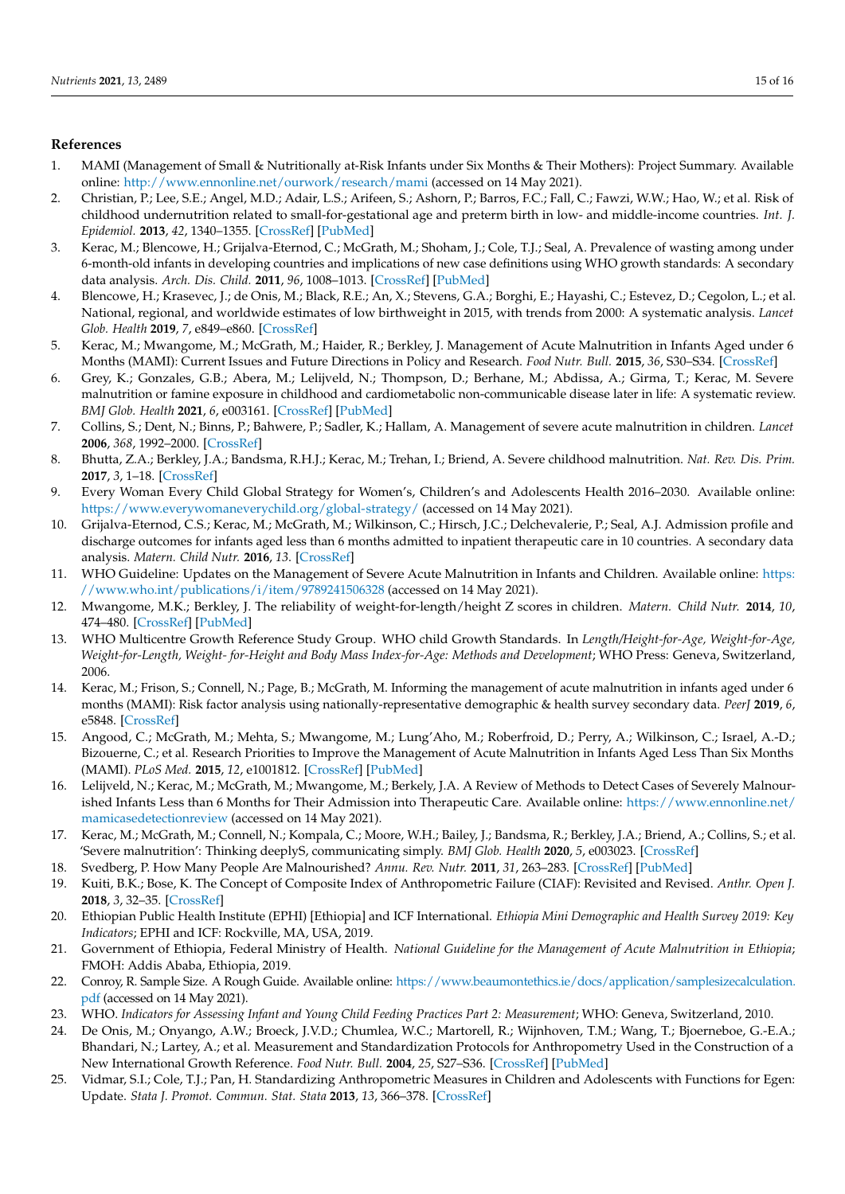## References

1. MAMI (Management of Small & Nutritionally at-Risk Infants under Six Months & Their Mothers): Project Summary. Available online: http://www.ennonline.net/ourwork/research/mami (accessed on 14 May 2021).
2. Christian, P.; Lee, S.E.; Angel, M.D.; Adair, L.S.; Arifeen, S.; Ashorn, P.; Barros, F.C.; Fall, C.; Fawzi, W.W.; Hao, W.; et al. Risk of childhood undernutrition related to small-for-gestational age and preterm birth in low- and middle-income countries. *Int. J. Epidemiol.* **2013**, *42*, 1340–1355. [CrossRef] [PubMed]
3. Kerac, M.; Blencowe, H.; Grijalva-Eternod, C.; McGrath, M.; Shoham, J.; Cole, T.J.; Seal, A. Prevalence of wasting among under 6-month-old infants in developing countries and implications of new case definitions using WHO growth standards: A secondary data analysis. *Arch. Dis. Child.* **2011**, *96*, 1008–1013. [CrossRef] [PubMed]
4. Blencowe, H.; Krasevec, J.; de Onis, M.; Black, R.E.; An, X.; Stevens, G.A.; Borghi, E.; Hayashi, C.; Estevez, D.; Cegolon, L.; et al. National, regional, and worldwide estimates of low birthweight in 2015, with trends from 2000: A systematic analysis. *Lancet Glob. Health* **2019**, *7*, e849–e860. [CrossRef]
5. Kerac, M.; Mwangome, M.; McGrath, M.; Haider, R.; Berkley, J. Management of Acute Malnutrition in Infants Aged under 6 Months (MAMI): Current Issues and Future Directions in Policy and Research. *Food Nutr. Bull.* **2015**, *36*, S30–S34. [CrossRef]
6. Grey, K.; Gonzales, G.B.; Abera, M.; Lelijveld, N.; Thompson, D.; Berhane, M.; Abdissa, A.; Girma, T.; Kerac, M. Severe malnutrition or famine exposure in childhood and cardiometabolic non-communicable disease later in life: A systematic review. *BMJ Glob. Health* **2021**, *6*, e003161. [CrossRef] [PubMed]
7. Collins, S.; Dent, N.; Binns, P.; Bahwere, P.; Sadler, K.; Hallam, A. Management of severe acute malnutrition in children. *Lancet* **2006**, *368*, 1992–2000. [CrossRef]
8. Bhutta, Z.A.; Berkley, J.A.; Bandsma, R.H.J.; Kerac, M.; Trehan, I.; Briend, A. Severe childhood malnutrition. *Nat. Rev. Dis. Prim.* **2017**, *3*, 1–18. [CrossRef]
9. Every Woman Every Child Global Strategy for Women's, Children's and Adolescents Health 2016–2030. Available online: https://www.everywomaneverychild.org/global-strategy/ (accessed on 14 May 2021).
10. Grijalva-Eternod, C.S.; Kerac, M.; McGrath, M.; Wilkinson, C.; Hirsch, J.C.; Delchevalerie, P.; Seal, A.J. Admission profile and discharge outcomes for infants aged less than 6 months admitted to inpatient therapeutic care in 10 countries. A secondary data analysis. *Matern. Child Nutr.* **2016**, *13*. [CrossRef]
11. WHO Guideline: Updates on the Management of Severe Acute Malnutrition in Infants and Children. Available online: https://www.who.int/publications/i/item/9789241506328 (accessed on 14 May 2021).
12. Mwangome, M.K.; Berkley, J. The reliability of weight-for-length/height Z scores in children. *Matern. Child Nutr.* **2014**, *10*, 474–480. [CrossRef] [PubMed]
13. WHO Multicentre Growth Reference Study Group. WHO child Growth Standards. In *Length/Height-for-Age, Weight-for-Age, Weight-for-Length, Weight- for-Height and Body Mass Index-for-Age: Methods and Development*; WHO Press: Geneva, Switzerland, 2006.
14. Kerac, M.; Frison, S.; Connell, N.; Page, B.; McGrath, M. Informing the management of acute malnutrition in infants aged under 6 months (MAMI): Risk factor analysis using nationally-representative demographic & health survey secondary data. *PeerJ* **2019**, *6*, e5848. [CrossRef]
15. Angood, C.; McGrath, M.; Mehta, S.; Mwangome, M.; Lung'Aho, M.; Roberfroid, D.; Perry, A.; Wilkinson, C.; Israel, A.-D.; Bizouerne, C.; et al. Research Priorities to Improve the Management of Acute Malnutrition in Infants Aged Less Than Six Months (MAMI). *PLoS Med.* **2015**, *12*, e1001812. [CrossRef] [PubMed]
16. Lelijveld, N.; Kerac, M.; McGrath, M.; Mwangome, M.; Berkely, J.A. A Review of Methods to Detect Cases of Severely Malnourished Infants Less than 6 Months for Their Admission into Therapeutic Care. Available online: https://www.ennonline.net/mamicasedetectionreview (accessed on 14 May 2021).
17. Kerac, M.; McGrath, M.; Connell, N.; Kompala, C.; Moore, W.H.; Bailey, J.; Bandsma, R.; Berkley, J.A.; Briend, A.; Collins, S.; et al. 'Severe malnutrition': Thinking deeplyS, communicating simply. *BMJ Glob. Health* **2020**, *5*, e003023. [CrossRef]
18. Svedberg, P. How Many People Are Malnourished? *Annu. Rev. Nutr.* **2011**, *31*, 263–283. [CrossRef] [PubMed]
19. Kuiti, B.K.; Bose, K. The Concept of Composite Index of Anthropometric Failure (CIAF): Revisited and Revised. *Anthr. Open J.* **2018**, *3*, 32–35. [CrossRef]
20. Ethiopian Public Health Institute (EPHI) [Ethiopia] and ICF International. *Ethiopia Mini Demographic and Health Survey 2019: Key Indicators*; EPHI and ICF: Rockville, MA, USA, 2019.
21. Government of Ethiopia, Federal Ministry of Health. *National Guideline for the Management of Acute Malnutrition in Ethiopia*; FMOH: Addis Ababa, Ethiopia, 2019.
22. Conroy, R. Sample Size. A Rough Guide. Available online: https://www.beaumontethics.ie/docs/application/samplesizecalculation.pdf (accessed on 14 May 2021).
23. WHO. *Indicators for Assessing Infant and Young Child Feeding Practices Part 2: Measurement*; WHO: Geneva, Switzerland, 2010.
24. De Onis, M.; Onyango, A.W.; Broeck, J.V.D.; Chumlea, W.C.; Martorell, R.; Wijnhoven, T.M.; Wang, T.; Bjoerneboe, G.-E.A.; Bhandari, N.; Lartey, A.; et al. Measurement and Standardization Protocols for Anthropometry Used in the Construction of a New International Growth Reference. *Food Nutr. Bull.* **2004**, *25*, S27–S36. [CrossRef] [PubMed]
25. Vidmar, S.I.; Cole, T.J.; Pan, H. Standardizing Anthropometric Measures in Children and Adolescents with Functions for Egen: Update. *Stata J. Promot. Commun. Stat. Stata* **2013**, *13*, 366–378. [CrossRef]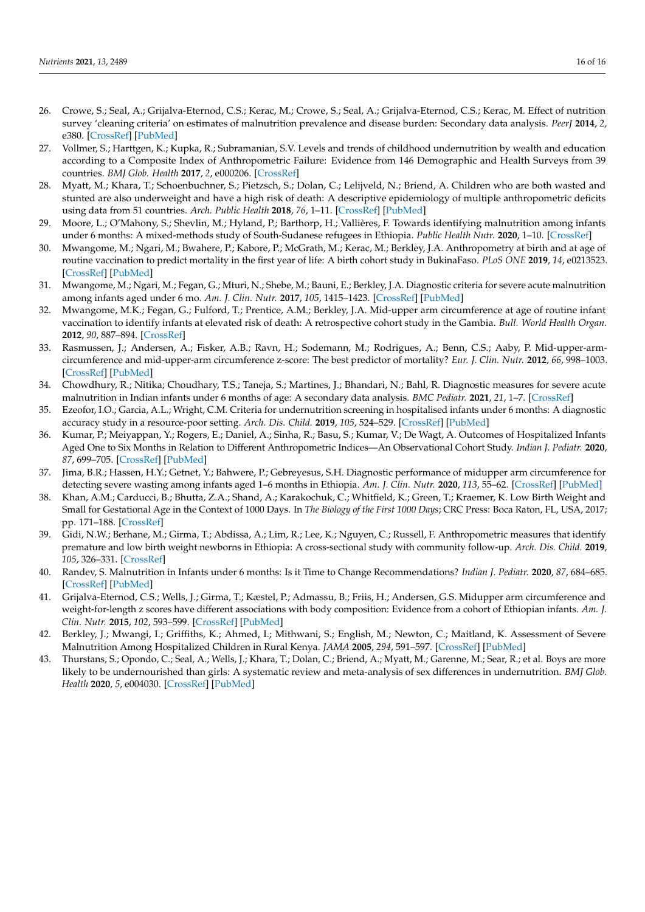26. Crowe, S.; Seal, A.; Grijalva-Eternod, C.S.; Kerac, M.; Crowe, S.; Seal, A.; Grijalva-Eternod, C.S.; Kerac, M. Effect of nutrition survey 'cleaning criteria' on estimates of malnutrition prevalence and disease burden: Secondary data analysis. *PeerJ* **2014**, *2*, e380. [CrossRef] [PubMed]
27. Vollmer, S.; Harttgen, K.; Kupka, R.; Subramanian, S.V. Levels and trends of childhood undernutrition by wealth and education according to a Composite Index of Anthropometric Failure: Evidence from 146 Demographic and Health Surveys from 39 countries. *BMJ Glob. Health* **2017**, *2*, e000206. [CrossRef]
28. Myatt, M.; Khara, T.; Schoenbuchner, S.; Pietzsch, S.; Dolan, C.; Lelijveld, N.; Briend, A. Children who are both wasted and stunted are also underweight and have a high risk of death: A descriptive epidemiology of multiple anthropometric deficits using data from 51 countries. *Arch. Public Health* **2018**, *76*, 1–11. [CrossRef] [PubMed]
29. Moore, L.; O'Mahony, S.; Shevlin, M.; Hyland, P.; Barthorp, H.; Vallières, F. Towards identifying malnutrition among infants under 6 months: A mixed-methods study of South-Sudanese refugees in Ethiopia. *Public Health Nutr.* **2020**, 1–10. [CrossRef]
30. Mwangome, M.; Ngari, M.; Bwahere, P.; Kabore, P.; McGrath, M.; Kerac, M.; Berkley, J.A. Anthropometry at birth and at age of routine vaccination to predict mortality in the first year of life: A birth cohort study in BukinaFaso. *PLoS ONE* **2019**, *14*, e0213523. [CrossRef] [PubMed]
31. Mwangome, M.; Ngari, M.; Fegan, G.; Mturi, N.; Shebe, M.; Bauni, E.; Berkley, J.A. Diagnostic criteria for severe acute malnutrition among infants aged under 6 mo. *Am. J. Clin. Nutr.* **2017**, *105*, 1415–1423. [CrossRef] [PubMed]
32. Mwangome, M.K.; Fegan, G.; Fulford, T.; Prentice, A.M.; Berkley, J.A. Mid-upper arm circumference at age of routine infant vaccination to identify infants at elevated risk of death: A retrospective cohort study in the Gambia. *Bull. World Health Organ.* **2012**, *90*, 887–894. [CrossRef]
33. Rasmussen, J.; Andersen, A.; Fisker, A.B.; Ravn, H.; Sodemann, M.; Rodrigues, A.; Benn, C.S.; Aaby, P. Mid-upper-arm-circumference and mid-upper-arm circumference z-score: The best predictor of mortality? *Eur. J. Clin. Nutr.* **2012**, *66*, 998–1003. [CrossRef] [PubMed]
34. Chowdhury, R.; Nitika; Choudhary, T.S.; Taneja, S.; Martines, J.; Bhandari, N.; Bahl, R. Diagnostic measures for severe acute malnutrition in Indian infants under 6 months of age: A secondary data analysis. *BMC Pediatr.* **2021**, *21*, 1–7. [CrossRef]
35. Ezeofor, I.O.; Garcia, A.L.; Wright, C.M. Criteria for undernutrition screening in hospitalised infants under 6 months: A diagnostic accuracy study in a resource-poor setting. *Arch. Dis. Child.* **2019**, *105*, 524–529. [CrossRef] [PubMed]
36. Kumar, P.; Meiyappan, Y.; Rogers, E.; Daniel, A.; Sinha, R.; Basu, S.; Kumar, V.; De Wagt, A. Outcomes of Hospitalized Infants Aged One to Six Months in Relation to Different Anthropometric Indices—An Observational Cohort Study. *Indian J. Pediatr.* **2020**, *87*, 699–705. [CrossRef] [PubMed]
37. Jima, B.R.; Hassen, H.Y.; Getnet, Y.; Bahwere, P.; Gebreyesus, S.H. Diagnostic performance of midupper arm circumference for detecting severe wasting among infants aged 1–6 months in Ethiopia. *Am. J. Clin. Nutr.* **2020**, *113*, 55–62. [CrossRef] [PubMed]
38. Khan, A.M.; Carducci, B.; Bhutta, Z.A.; Shand, A.; Karakochuk, C.; Whitfield, K.; Green, T.; Kraemer, K. Low Birth Weight and Small for Gestational Age in the Context of 1000 Days. In *The Biology of the First 1000 Days*; CRC Press: Boca Raton, FL, USA, 2017; pp. 171–188. [CrossRef]
39. Gidi, N.W.; Berhane, M.; Girma, T.; Abdissa, A.; Lim, R.; Lee, K.; Nguyen, C.; Russell, F. Anthropometric measures that identify premature and low birth weight newborns in Ethiopia: A cross-sectional study with community follow-up. *Arch. Dis. Child.* **2019**, *105*, 326–331. [CrossRef]
40. Randev, S. Malnutrition in Infants under 6 months: Is it Time to Change Recommendations? *Indian J. Pediatr.* **2020**, *87*, 684–685. [CrossRef] [PubMed]
41. Grijalva-Eternod, C.S.; Wells, J.; Girma, T.; Kæstel, P.; Admassu, B.; Friis, H.; Andersen, G.S. Midupper arm circumference and weight-for-length z scores have different associations with body composition: Evidence from a cohort of Ethiopian infants. *Am. J. Clin. Nutr.* **2015**, *102*, 593–599. [CrossRef] [PubMed]
42. Berkley, J.; Mwangi, I.; Griffiths, K.; Ahmed, I.; Mithwani, S.; English, M.; Newton, C.; Maitland, K. Assessment of Severe Malnutrition Among Hospitalized Children in Rural Kenya. *JAMA* **2005**, *294*, 591–597. [CrossRef] [PubMed]
43. Thurstans, S.; Opondo, C.; Seal, A.; Wells, J.; Khara, T.; Dolan, C.; Briend, A.; Myatt, M.; Garenne, M.; Sear, R.; et al. Boys are more likely to be undernourished than girls: A systematic review and meta-analysis of sex differences in undernutrition. *BMJ Glob. Health* **2020**, *5*, e004030. [CrossRef] [PubMed]